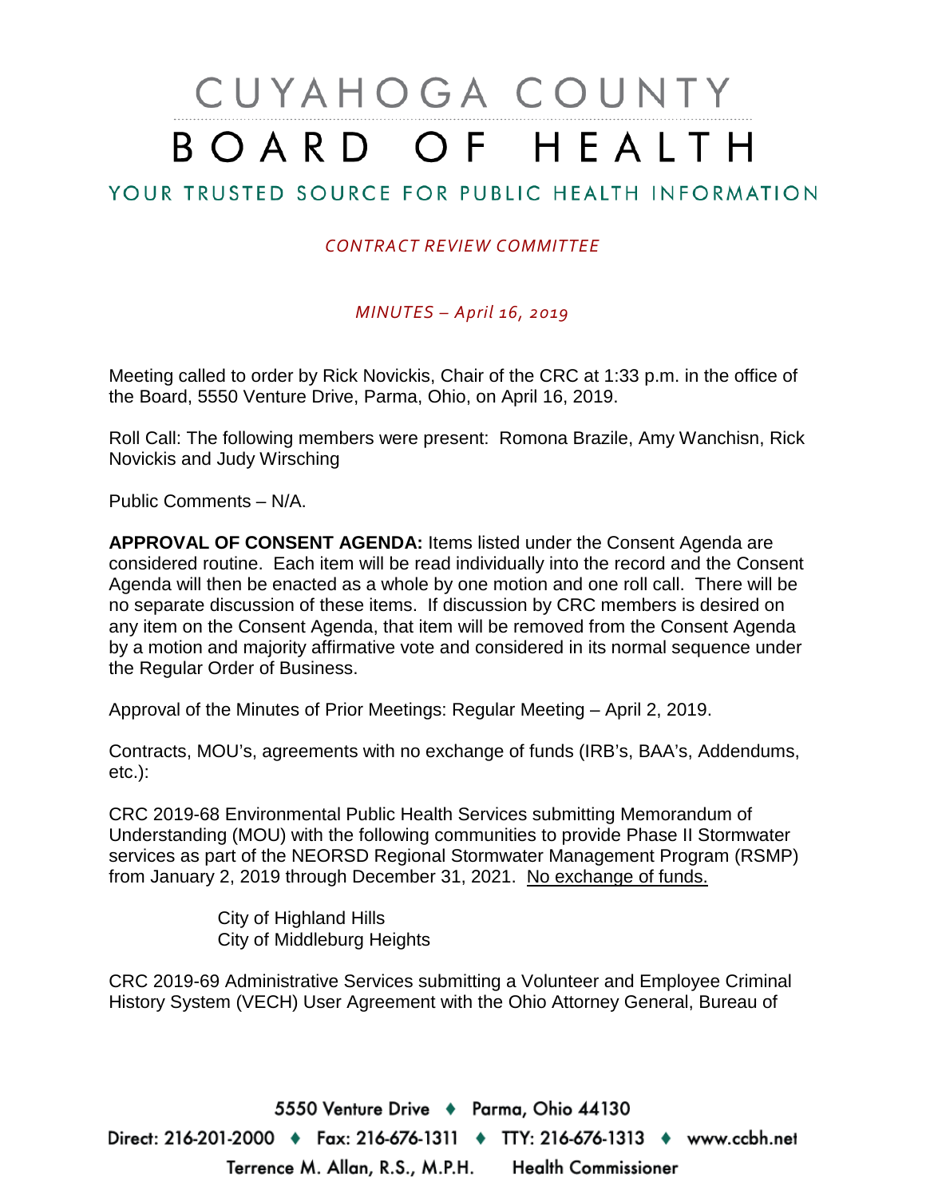# CUYAHOGA COUNTY BOARD OF HEALTH

## YOUR TRUSTED SOURCE FOR PUBLIC HEALTH INFORMATION

*CONTRACT REVIEW COMMITTEE*

*MINUTES – April 16, 2019*

Meeting called to order by Rick Novickis, Chair of the CRC at 1:33 p.m. in the office of the Board, 5550 Venture Drive, Parma, Ohio, on April 16, 2019.

Roll Call: The following members were present: Romona Brazile, Amy Wanchisn, Rick Novickis and Judy Wirsching

Public Comments – N/A.

**APPROVAL OF CONSENT AGENDA:** Items listed under the Consent Agenda are considered routine. Each item will be read individually into the record and the Consent Agenda will then be enacted as a whole by one motion and one roll call. There will be no separate discussion of these items. If discussion by CRC members is desired on any item on the Consent Agenda, that item will be removed from the Consent Agenda by a motion and majority affirmative vote and considered in its normal sequence under the Regular Order of Business.

Approval of the Minutes of Prior Meetings: Regular Meeting – April 2, 2019.

Contracts, MOU's, agreements with no exchange of funds (IRB's, BAA's, Addendums, etc.):

CRC 2019-68 Environmental Public Health Services submitting Memorandum of Understanding (MOU) with the following communities to provide Phase II Stormwater services as part of the NEORSD Regional Stormwater Management Program (RSMP) from January 2, 2019 through December 31, 2021. No exchange of funds.

City of Highland Hills
City of Middleburg Heights

CRC 2019-69 Administrative Services submitting a Volunteer and Employee Criminal History System (VECH) User Agreement with the Ohio Attorney General, Bureau of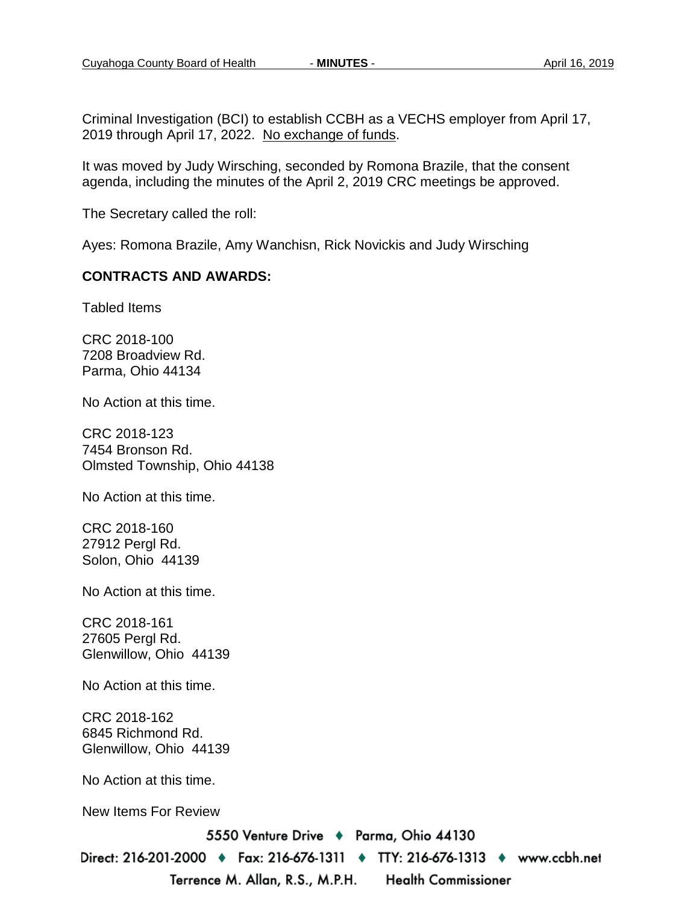Criminal Investigation (BCI) to establish CCBH as a VECHS employer from April 17, 2019 through April 17, 2022. <u>No exchange of funds</u>.

It was moved by Judy Wirsching, seconded by Romona Brazile, that the consent agenda, including the minutes of the April 2, 2019 CRC meetings be approved.

The Secretary called the roll:

Ayes: Romona Brazile, Amy Wanchisn, Rick Novickis and Judy Wirsching

**CONTRACTS AND AWARDS:**

Tabled Items

CRC 2018-100
7208 Broadview Rd.
Parma, Ohio 44134

No Action at this time.

CRC 2018-123
7454 Bronson Rd.
Olmsted Township, Ohio 44138

No Action at this time.

CRC 2018-160
27912 Pergl Rd.
Solon, Ohio 44139

No Action at this time.

CRC 2018-161
27605 Pergl Rd.
Glenwillow, Ohio 44139

No Action at this time.

CRC 2018-162
6845 Richmond Rd.
Glenwillow, Ohio 44139

No Action at this time.

New Items For Review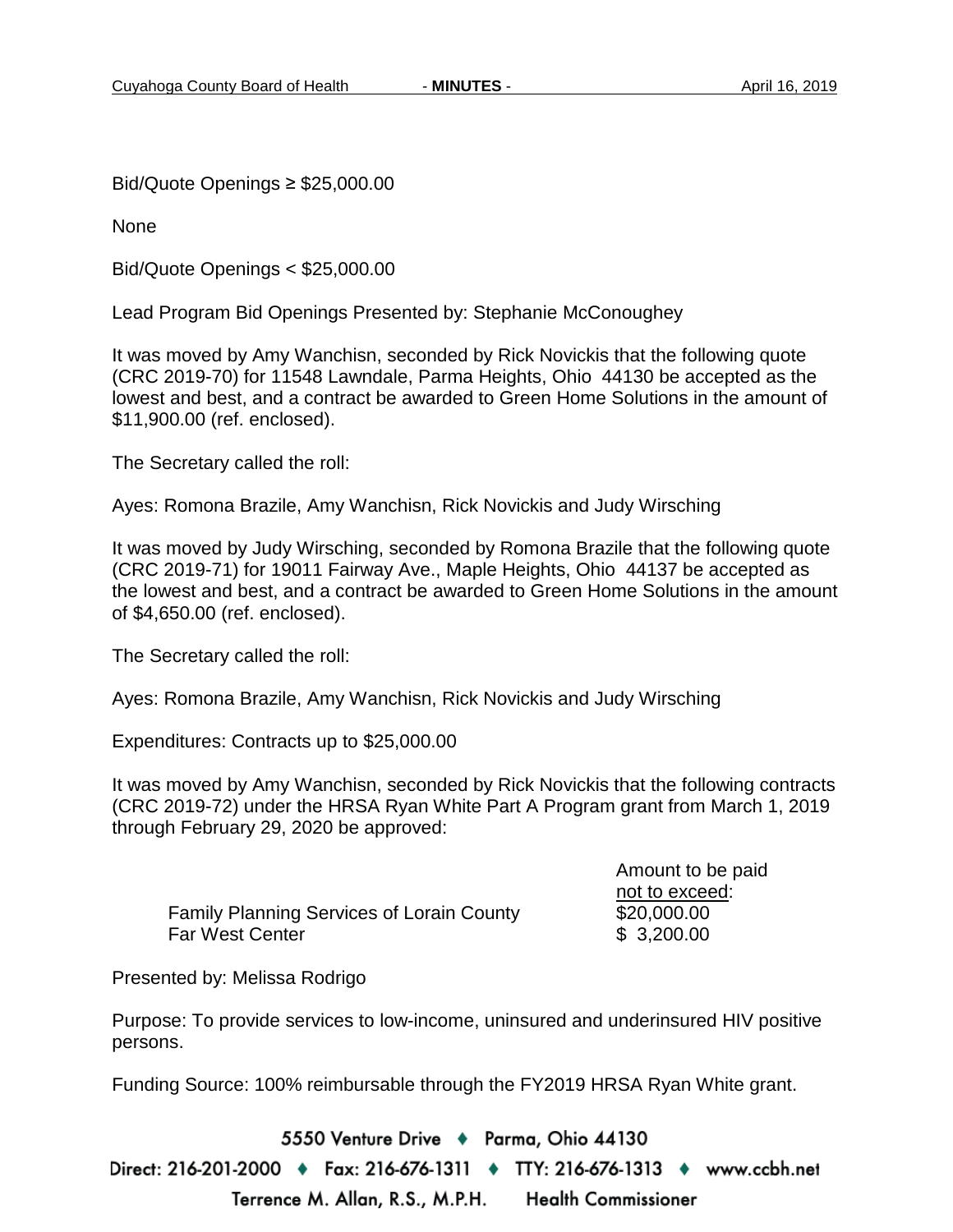Bid/Quote Openings ≥ $25,000.00

None

Bid/Quote Openings < $25,000.00

Lead Program Bid Openings Presented by: Stephanie McConoughey

It was moved by Amy Wanchisn, seconded by Rick Novickis that the following quote (CRC 2019-70) for 11548 Lawndale, Parma Heights, Ohio 44130 be accepted as the lowest and best, and a contract be awarded to Green Home Solutions in the amount of $11,900.00 (ref. enclosed).

The Secretary called the roll:

Ayes: Romona Brazile, Amy Wanchisn, Rick Novickis and Judy Wirsching

It was moved by Judy Wirsching, seconded by Romona Brazile that the following quote (CRC 2019-71) for 19011 Fairway Ave., Maple Heights, Ohio 44137 be accepted as the lowest and best, and a contract be awarded to Green Home Solutions in the amount of $4,650.00 (ref. enclosed).

The Secretary called the roll:

Ayes: Romona Brazile, Amy Wanchisn, Rick Novickis and Judy Wirsching

Expenditures: Contracts up to $25,000.00

It was moved by Amy Wanchisn, seconded by Rick Novickis that the following contracts (CRC 2019-72) under the HRSA Ryan White Part A Program grant from March 1, 2019 through February 29, 2020 be approved:

| | Amount to be paid not to exceed: |
|---|---|
| Family Planning Services of Lorain County | $20,000.00 |
| Far West Center | $ 3,200.00 |

Presented by: Melissa Rodrigo

Purpose: To provide services to low-income, uninsured and underinsured HIV positive persons.

Funding Source: 100% reimbursable through the FY2019 HRSA Ryan White grant.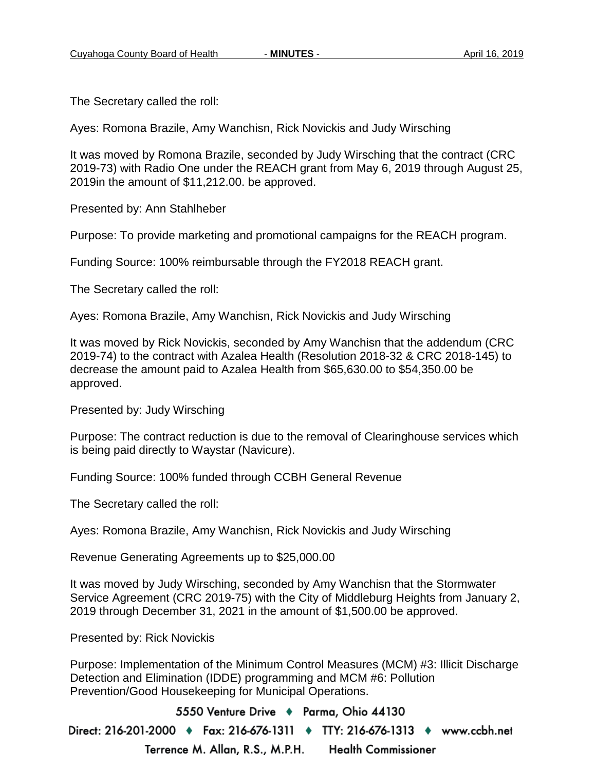The Secretary called the roll:

Ayes: Romona Brazile, Amy Wanchisn, Rick Novickis and Judy Wirsching

It was moved by Romona Brazile, seconded by Judy Wirsching that the contract (CRC 2019-73) with Radio One under the REACH grant from May 6, 2019 through August 25, 2019in the amount of $11,212.00. be approved.

Presented by: Ann Stahlheber

Purpose: To provide marketing and promotional campaigns for the REACH program.

Funding Source: 100% reimbursable through the FY2018 REACH grant.

The Secretary called the roll:

Ayes: Romona Brazile, Amy Wanchisn, Rick Novickis and Judy Wirsching

It was moved by Rick Novickis, seconded by Amy Wanchisn that the addendum (CRC 2019-74) to the contract with Azalea Health (Resolution 2018-32 & CRC 2018-145) to decrease the amount paid to Azalea Health from $65,630.00 to $54,350.00 be approved.

Presented by: Judy Wirsching

Purpose: The contract reduction is due to the removal of Clearinghouse services which is being paid directly to Waystar (Navicure).

Funding Source: 100% funded through CCBH General Revenue

The Secretary called the roll:

Ayes: Romona Brazile, Amy Wanchisn, Rick Novickis and Judy Wirsching

Revenue Generating Agreements up to $25,000.00

It was moved by Judy Wirsching, seconded by Amy Wanchisn that the Stormwater Service Agreement (CRC 2019-75) with the City of Middleburg Heights from January 2, 2019 through December 31, 2021 in the amount of $1,500.00 be approved.

Presented by: Rick Novickis

Purpose: Implementation of the Minimum Control Measures (MCM) #3: Illicit Discharge Detection and Elimination (IDDE) programming and MCM #6: Pollution Prevention/Good Housekeeping for Municipal Operations.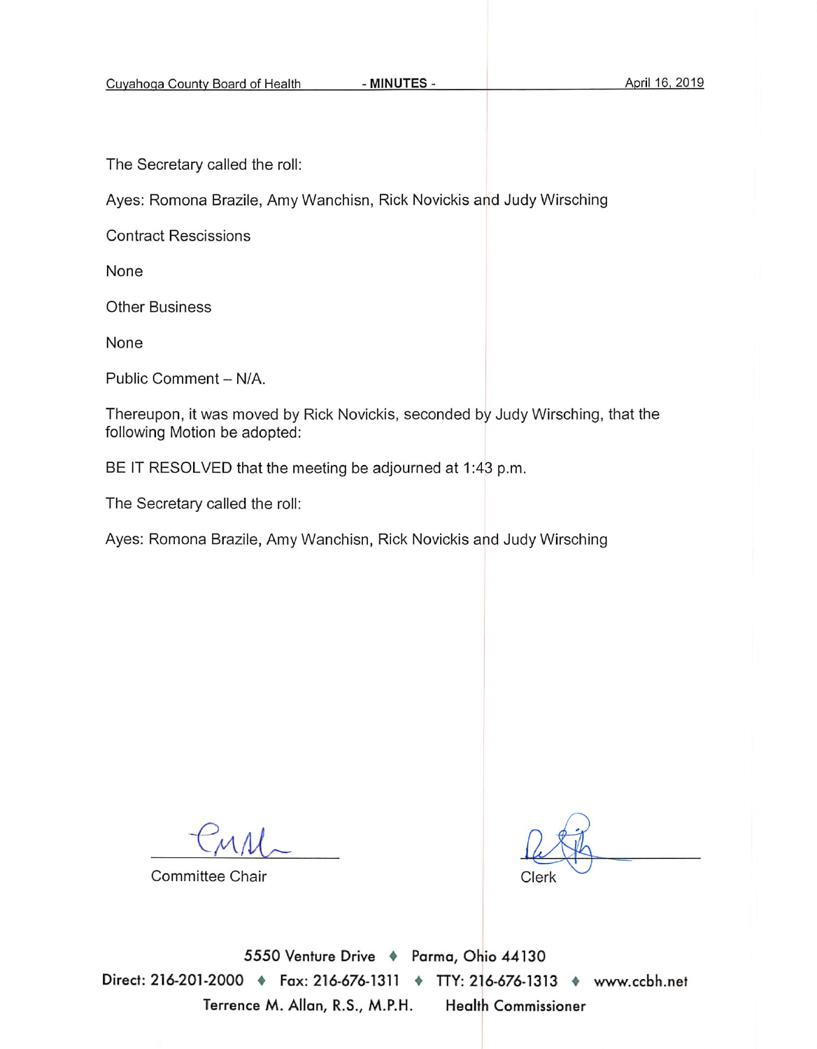The Secretary called the roll:

Ayes: Romona Brazile, Amy Wanchisn, Rick Novickis and Judy Wirsching

Contract Rescissions

None

Other Business

None

Public Comment – N/A.

Thereupon, it was moved by Rick Novickis, seconded by Judy Wirsching, that the following Motion be adopted:

BE IT RESOLVED that the meeting be adjourned at 1:43 p.m.

The Secretary called the roll:

Ayes: Romona Brazile, Amy Wanchisn, Rick Novickis and Judy Wirsching

Committee Chair

Clerk

5550 Venture Drive ♦ Parma, Ohio 44130
Direct: 216-201-2000 ♦ Fax: 216-676-1311 ♦ TTY: 216-676-1313 ♦ www.ccbh.net
Terrence M. Allan, R.S., M.P.H. Health Commissioner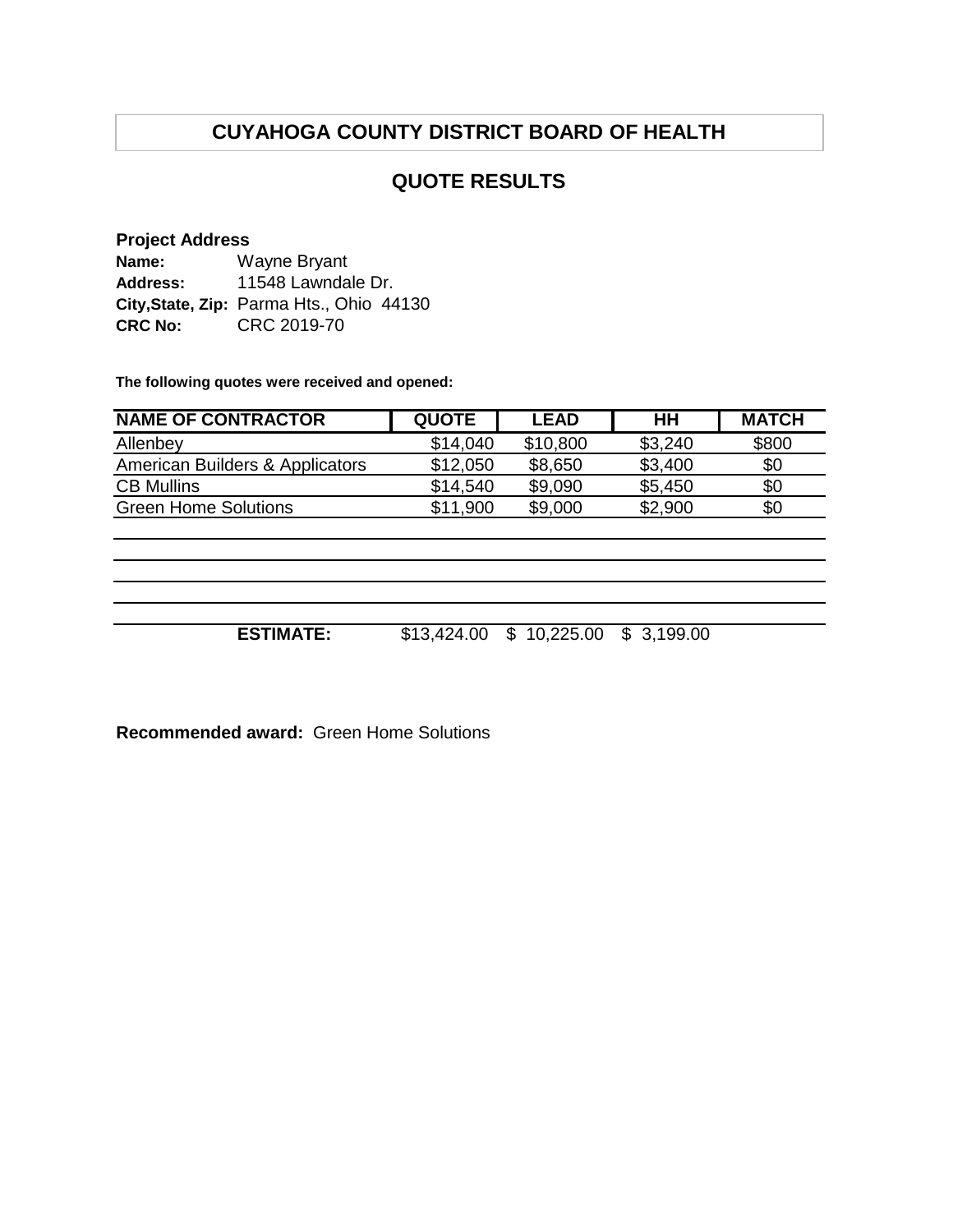# CUYAHOGA COUNTY DISTRICT BOARD OF HEALTH

## QUOTE RESULTS

**Project Address**
**Name:** Wayne Bryant
**Address:** 11548 Lawndale Dr.
**City,State, Zip:** Parma Hts., Ohio 44130
**CRC No:** CRC 2019-70

**The following quotes were received and opened:**

| NAME OF CONTRACTOR | QUOTE | LEAD | HH | MATCH |
|---|---|---|---|---|
| Allenbey | $14,040 | $10,800 | $3,240 | $800 |
| American Builders & Applicators | $12,050 | $8,650 | $3,400 | $0 |
| CB Mullins | $14,540 | $9,090 | $5,450 | $0 |
| Green Home Solutions | $11,900 | $9,000 | $2,900 | $0 |
| | | | | |
| | | | | |
| | | | | |
| | | | | |
| **ESTIMATE:** | $13,424.00 | $ 10,225.00 | $ 3,199.00 | |

**Recommended award:** Green Home Solutions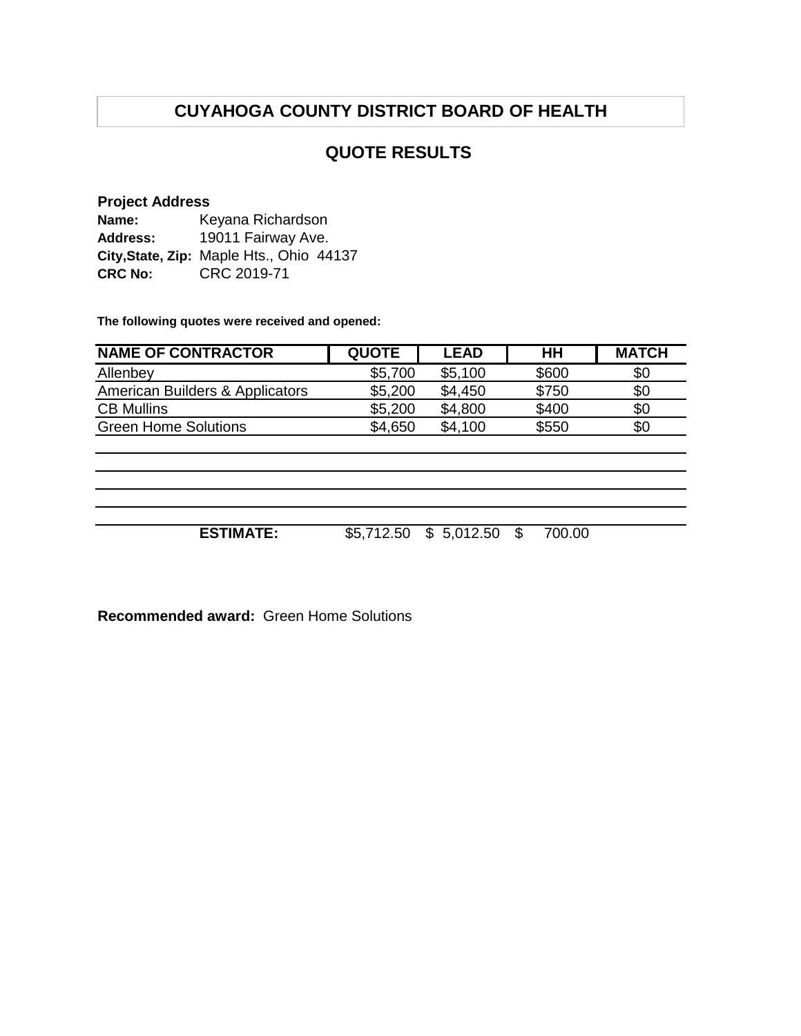# CUYAHOGA COUNTY DISTRICT BOARD OF HEALTH

## QUOTE RESULTS

**Project Address**

**Name:** Keyana Richardson
**Address:** 19011 Fairway Ave.
**City,State, Zip:** Maple Hts., Ohio 44137
**CRC No:** CRC 2019-71

**The following quotes were received and opened:**

| NAME OF CONTRACTOR | QUOTE | LEAD | HH | MATCH |
|---|---|---|---|---|
| Allenbey | $5,700 | $5,100 | $600 | $0 |
| American Builders & Applicators | $5,200 | $4,450 | $750 | $0 |
| CB Mullins | $5,200 | $4,800 | $400 | $0 |
| Green Home Solutions | $4,650 | $4,100 | $550 | $0 |
| | | | | |
| | | | | |
| | | | | |
| | | | | |
| **ESTIMATE:** | $5,712.50 | $ 5,012.50 | $ 700.00 | |

**Recommended award:** Green Home Solutions